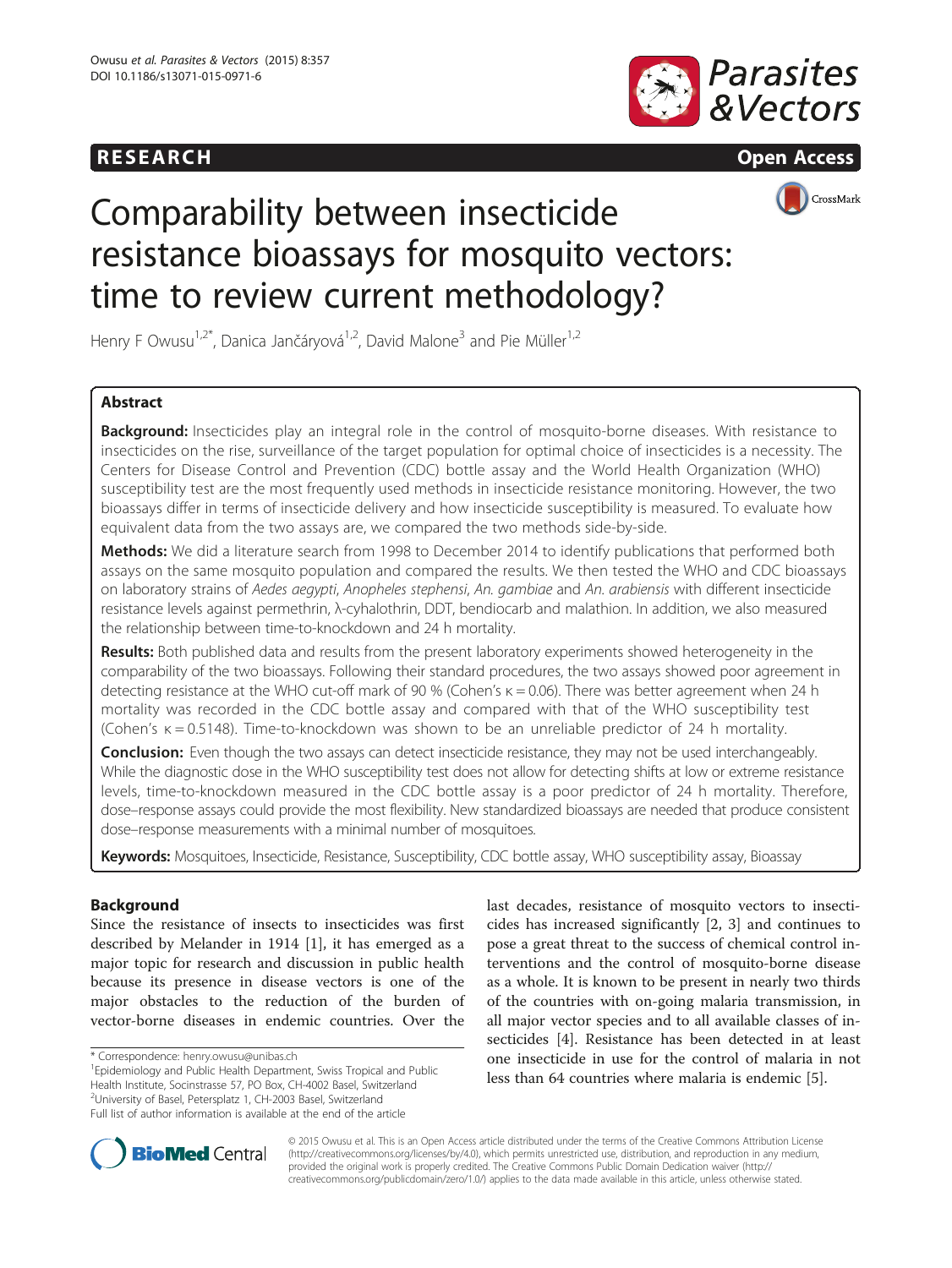RESEARCH Open Access

# Comparability between insecticide resistance bioassays for mosquito vectors: time to review current methodology?

Henry F Owusu[1,2*], Danica Jančáryová[1,2], David Malone[3] and Pie Müller[1,2]

## Abstract

**Background:** Insecticides play an integral role in the control of mosquito-borne diseases. With resistance to insecticides on the rise, surveillance of the target population for optimal choice of insecticides is a necessity. The Centers for Disease Control and Prevention (CDC) bottle assay and the World Health Organization (WHO) susceptibility test are the most frequently used methods in insecticide resistance monitoring. However, the two bioassays differ in terms of insecticide delivery and how insecticide susceptibility is measured. To evaluate how equivalent data from the two assays are, we compared the two methods side-by-side.

**Methods:** We did a literature search from 1998 to December 2014 to identify publications that performed both assays on the same mosquito population and compared the results. We then tested the WHO and CDC bioassays on laboratory strains of *Aedes aegypti*, *Anopheles stephensi*, *An. gambiae* and *An. arabiensis* with different insecticide resistance levels against permethrin, λ-cyhalothrin, DDT, bendiocarb and malathion. In addition, we also measured the relationship between time-to-knockdown and 24 h mortality.

**Results:** Both published data and results from the present laboratory experiments showed heterogeneity in the comparability of the two bioassays. Following their standard procedures, the two assays showed poor agreement in detecting resistance at the WHO cut-off mark of 90 % (Cohen's $\kappa = 0.06$). There was better agreement when 24 h mortality was recorded in the CDC bottle assay and compared with that of the WHO susceptibility test (Cohen's $\kappa = 0.5148$). Time-to-knockdown was shown to be an unreliable predictor of 24 h mortality.

**Conclusion:** Even though the two assays can detect insecticide resistance, they may not be used interchangeably. While the diagnostic dose in the WHO susceptibility test does not allow for detecting shifts at low or extreme resistance levels, time-to-knockdown measured in the CDC bottle assay is a poor predictor of 24 h mortality. Therefore, dose–response assays could provide the most flexibility. New standardized bioassays are needed that produce consistent dose–response measurements with a minimal number of mosquitoes.

**Keywords:** Mosquitoes, Insecticide, Resistance, Susceptibility, CDC bottle assay, WHO susceptibility assay, Bioassay

## Background

Since the resistance of insects to insecticides was first described by Melander in 1914 [1], it has emerged as a major topic for research and discussion in public health because its presence in disease vectors is one of the major obstacles to the reduction of the burden of vector-borne diseases in endemic countries. Over the last decades, resistance of mosquito vectors to insecticides has increased significantly [2, 3] and continues to pose a great threat to the success of chemical control interventions and the control of mosquito-borne disease as a whole. It is known to be present in nearly two thirds of the countries with on-going malaria transmission, in all major vector species and to all available classes of insecticides [4]. Resistance has been detected in at least one insecticide in use for the control of malaria in not less than 64 countries where malaria is endemic [5].

\* Correspondence: henry.owusu@unibas.ch

[1]Epidemiology and Public Health Department, Swiss Tropical and Public Health Institute, Socinstrasse 57, PO Box, CH-4002 Basel, Switzerland

[2]University of Basel, Petersplatz 1, CH-2003 Basel, Switzerland

Full list of author information is available at the end of the article

© 2015 Owusu et al. This is an Open Access article distributed under the terms of the Creative Commons Attribution License (http://creativecommons.org/licenses/by/4.0), which permits unrestricted use, distribution, and reproduction in any medium, provided the original work is properly credited. The Creative Commons Public Domain Dedication waiver (http://creativecommons.org/publicdomain/zero/1.0/) applies to the data made available in this article, unless otherwise stated.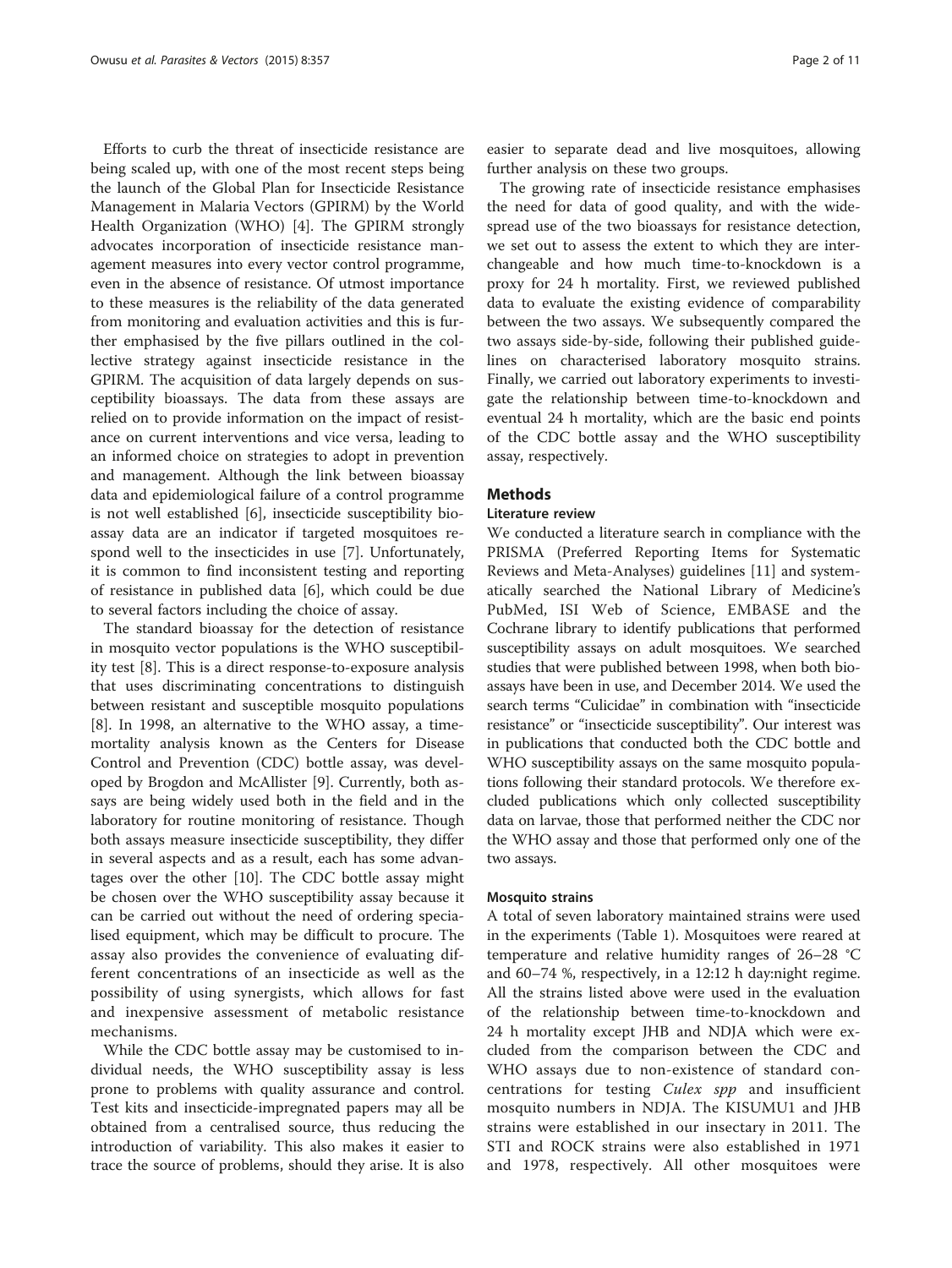Efforts to curb the threat of insecticide resistance are being scaled up, with one of the most recent steps being the launch of the Global Plan for Insecticide Resistance Management in Malaria Vectors (GPIRM) by the World Health Organization (WHO) [4]. The GPIRM strongly advocates incorporation of insecticide resistance management measures into every vector control programme, even in the absence of resistance. Of utmost importance to these measures is the reliability of the data generated from monitoring and evaluation activities and this is further emphasised by the five pillars outlined in the collective strategy against insecticide resistance in the GPIRM. The acquisition of data largely depends on susceptibility bioassays. The data from these assays are relied on to provide information on the impact of resistance on current interventions and vice versa, leading to an informed choice on strategies to adopt in prevention and management. Although the link between bioassay data and epidemiological failure of a control programme is not well established [6], insecticide susceptibility bioassay data are an indicator if targeted mosquitoes respond well to the insecticides in use [7]. Unfortunately, it is common to find inconsistent testing and reporting of resistance in published data [6], which could be due to several factors including the choice of assay.

The standard bioassay for the detection of resistance in mosquito vector populations is the WHO susceptibility test [8]. This is a direct response-to-exposure analysis that uses discriminating concentrations to distinguish between resistant and susceptible mosquito populations [8]. In 1998, an alternative to the WHO assay, a time-mortality analysis known as the Centers for Disease Control and Prevention (CDC) bottle assay, was developed by Brogdon and McAllister [9]. Currently, both assays are being widely used both in the field and in the laboratory for routine monitoring of resistance. Though both assays measure insecticide susceptibility, they differ in several aspects and as a result, each has some advantages over the other [10]. The CDC bottle assay might be chosen over the WHO susceptibility assay because it can be carried out without the need of ordering specialised equipment, which may be difficult to procure. The assay also provides the convenience of evaluating different concentrations of an insecticide as well as the possibility of using synergists, which allows for fast and inexpensive assessment of metabolic resistance mechanisms.

While the CDC bottle assay may be customised to individual needs, the WHO susceptibility assay is less prone to problems with quality assurance and control. Test kits and insecticide-impregnated papers may all be obtained from a centralised source, thus reducing the introduction of variability. This also makes it easier to trace the source of problems, should they arise. It is also easier to separate dead and live mosquitoes, allowing further analysis on these two groups.

The growing rate of insecticide resistance emphasises the need for data of good quality, and with the widespread use of the two bioassays for resistance detection, we set out to assess the extent to which they are interchangeable and how much time-to-knockdown is a proxy for 24 h mortality. First, we reviewed published data to evaluate the existing evidence of comparability between the two assays. We subsequently compared the two assays side-by-side, following their published guidelines on characterised laboratory mosquito strains. Finally, we carried out laboratory experiments to investigate the relationship between time-to-knockdown and eventual 24 h mortality, which are the basic end points of the CDC bottle assay and the WHO susceptibility assay, respectively.

## Methods

### Literature review

We conducted a literature search in compliance with the PRISMA (Preferred Reporting Items for Systematic Reviews and Meta-Analyses) guidelines [11] and systematically searched the National Library of Medicine's PubMed, ISI Web of Science, EMBASE and the Cochrane library to identify publications that performed susceptibility assays on adult mosquitoes. We searched studies that were published between 1998, when both bioassays have been in use, and December 2014. We used the search terms "Culicidae" in combination with "insecticide resistance" or "insecticide susceptibility". Our interest was in publications that conducted both the CDC bottle and WHO susceptibility assays on the same mosquito populations following their standard protocols. We therefore excluded publications which only collected susceptibility data on larvae, those that performed neither the CDC nor the WHO assay and those that performed only one of the two assays.

### Mosquito strains

A total of seven laboratory maintained strains were used in the experiments (Table 1). Mosquitoes were reared at temperature and relative humidity ranges of 26–28 °C and 60–74 %, respectively, in a 12:12 h day:night regime. All the strains listed above were used in the evaluation of the relationship between time-to-knockdown and 24 h mortality except JHB and NDJA which were excluded from the comparison between the CDC and WHO assays due to non-existence of standard concentrations for testing *Culex spp* and insufficient mosquito numbers in NDJA. The KISUMU1 and JHB strains were established in our insectary in 2011. The STI and ROCK strains were also established in 1971 and 1978, respectively. All other mosquitoes were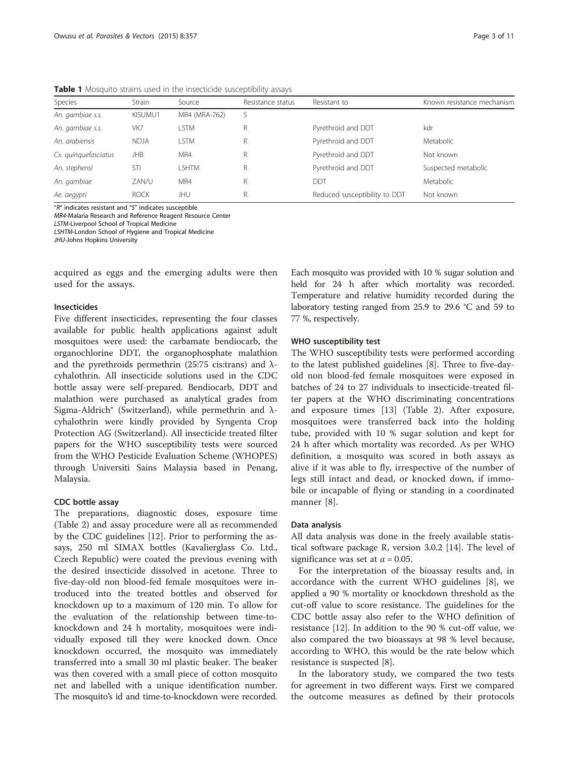**Table 1** Mosquito strains used in the insecticide susceptibility assays

| Species | Strain | Source | Resistance status | Resistant to | Known resistance mechanism |
|---|---|---|---|---|---|
| *An. gambiae s.s.* | KISUMU1 | MR4 (MRA-762) | S | | |
| *An. gambiae s.s.* | VK7 | LSTM | R | Pyrethroid and DDT | kdr |
| *An. arabiensis* | NDJA | LSTM | R | Pyrethroid and DDT | Metabolic |
| *Cx. quinquefasciatus* | JHB | MR4 | R | Pyrethroid and DDT | Not known |
| *An. stephensi* | STI | LSHTM | R | Pyrethroid and DDT | Suspected metabolic |
| *An. gambiae* | ZAN/U | MR4 | R | DDT | Metabolic |
| *Ae. aegypti* | ROCK | JHU | R | Reduced susceptibility to DDT | Not known |

"*R*" indicates resistant and "*S*" indicates susceptible
*MR4*-Malaria Research and Reference Reagent Resource Center
*LSTM*-Liverpool School of Tropical Medicine
*LSHTM*-London School of Hygiene and Tropical Medicine
*JHU*-Johns Hopkins University

acquired as eggs and the emerging adults were then used for the assays.

#### Insecticides

Five different insecticides, representing the four classes available for public health applications against adult mosquitoes were used: the carbamate bendiocarb, the organochlorine DDT, the organophosphate malathion and the pyrethroids permethrin (25:75 cis:trans) and λ-cyhalothrin. All insecticide solutions used in the CDC bottle assay were self-prepared. Bendiocarb, DDT and malathion were purchased as analytical grades from Sigma-Aldrich® (Switzerland), while permethrin and λ-cyhalothrin were kindly provided by Syngenta Crop Protection AG (Switzerland). All insecticide treated filter papers for the WHO susceptibility tests were sourced from the WHO Pesticide Evaluation Scheme (WHOPES) through Universiti Sains Malaysia based in Penang, Malaysia.

#### CDC bottle assay

The preparations, diagnostic doses, exposure time (Table 2) and assay procedure were all as recommended by the CDC guidelines [12]. Prior to performing the assays, 250 ml SIMAX bottles (Kavalierglass Co. Ltd., Czech Republic) were coated the previous evening with the desired insecticide dissolved in acetone. Three to five-day-old non blood-fed female mosquitoes were introduced into the treated bottles and observed for knockdown up to a maximum of 120 min. To allow for the evaluation of the relationship between time-to-knockdown and 24 h mortality, mosquitoes were individually exposed till they were knocked down. Once knockdown occurred, the mosquito was immediately transferred into a small 30 ml plastic beaker. The beaker was then covered with a small piece of cotton mosquito net and labelled with a unique identification number. The mosquito's id and time-to-knockdown were recorded. Each mosquito was provided with 10 % sugar solution and held for 24 h after which mortality was recorded. Temperature and relative humidity recorded during the laboratory testing ranged from 25.9 to 29.6 °C and 59 to 77 %, respectively.

#### WHO susceptibility test

The WHO susceptibility tests were performed according to the latest published guidelines [8]. Three to five-day-old non blood-fed female mosquitoes were exposed in batches of 24 to 27 individuals to insecticide-treated filter papers at the WHO discriminating concentrations and exposure times [13] (Table 2). After exposure, mosquitoes were transferred back into the holding tube, provided with 10 % sugar solution and kept for 24 h after which mortality was recorded. As per WHO definition, a mosquito was scored in both assays as alive if it was able to fly, irrespective of the number of legs still intact and dead, or knocked down, if immobile or incapable of flying or standing in a coordinated manner [8].

#### Data analysis

All data analysis was done in the freely available statistical software package R, version 3.0.2 [14]. The level of significance was set at $\alpha = 0.05$.

For the interpretation of the bioassay results and, in accordance with the current WHO guidelines [8], we applied a 90 % mortality or knockdown threshold as the cut-off value to score resistance. The guidelines for the CDC bottle assay also refer to the WHO definition of resistance [12]. In addition to the 90 % cut-off value, we also compared the two bioassays at 98 % level because, according to WHO, this would be the rate below which resistance is suspected [8].

In the laboratory study, we compared the two tests for agreement in two different ways. First we compared the outcome measures as defined by their protocols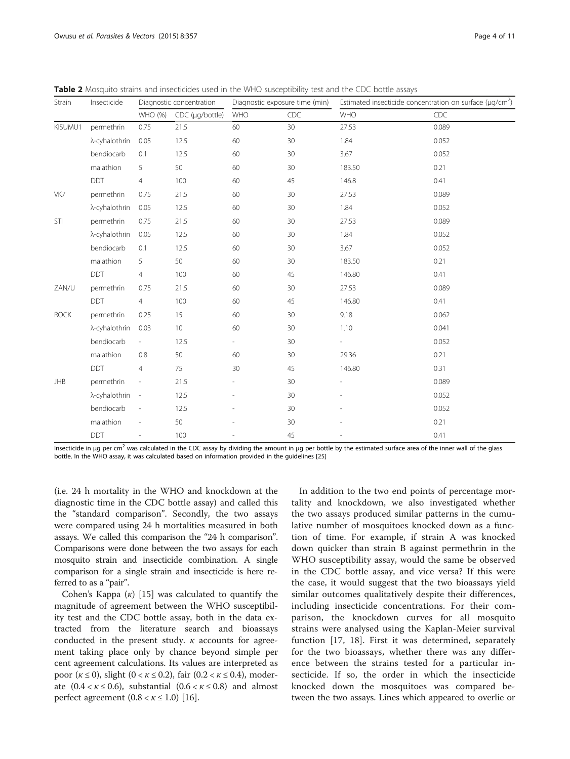**Table 2** Mosquito strains and insecticides used in the WHO susceptibility test and the CDC bottle assays

| Strain | Insecticide | Diagnostic concentration | | Diagnostic exposure time (min) | | Estimated insecticide concentration on surface (μg/cm$^2$) | |
|---|---|---|---|---|---|---|---|
| | | WHO (%) | CDC (μg/bottle) | WHO | CDC | WHO | CDC |
| KISUMU1 | permethrin | 0.75 | 21.5 | 60 | 30 | 27.53 | 0.089 |
| | λ-cyhalothrin | 0.05 | 12.5 | 60 | 30 | 1.84 | 0.052 |
| | bendiocarb | 0.1 | 12.5 | 60 | 30 | 3.67 | 0.052 |
| | malathion | 5 | 50 | 60 | 30 | 183.50 | 0.21 |
| | DDT | 4 | 100 | 60 | 45 | 146.8 | 0.41 |
| VK7 | permethrin | 0.75 | 21.5 | 60 | 30 | 27.53 | 0.089 |
| | λ-cyhalothrin | 0.05 | 12.5 | 60 | 30 | 1.84 | 0.052 |
| STI | permethrin | 0.75 | 21.5 | 60 | 30 | 27.53 | 0.089 |
| | λ-cyhalothrin | 0.05 | 12.5 | 60 | 30 | 1.84 | 0.052 |
| | bendiocarb | 0.1 | 12.5 | 60 | 30 | 3.67 | 0.052 |
| | malathion | 5 | 50 | 60 | 30 | 183.50 | 0.21 |
| | DDT | 4 | 100 | 60 | 45 | 146.80 | 0.41 |
| ZAN/U | permethrin | 0.75 | 21.5 | 60 | 30 | 27.53 | 0.089 |
| | DDT | 4 | 100 | 60 | 45 | 146.80 | 0.41 |
| ROCK | permethrin | 0.25 | 15 | 60 | 30 | 9.18 | 0.062 |
| | λ-cyhalothrin | 0.03 | 10 | 60 | 30 | 1.10 | 0.041 |
| | bendiocarb | - | 12.5 | - | 30 | - | 0.052 |
| | malathion | 0.8 | 50 | 60 | 30 | 29.36 | 0.21 |
| | DDT | 4 | 75 | 30 | 45 | 146.80 | 0.31 |
| JHB | permethrin | - | 21.5 | - | 30 | - | 0.089 |
| | λ-cyhalothrin | - | 12.5 | - | 30 | - | 0.052 |
| | bendiocarb | - | 12.5 | - | 30 | - | 0.052 |
| | malathion | - | 50 | - | 30 | - | 0.21 |
| | DDT | - | 100 | - | 45 | - | 0.41 |

Insecticide in μg per cm$^2$ was calculated in the CDC assay by dividing the amount in μg per bottle by the estimated surface area of the inner wall of the glass bottle. In the WHO assay, it was calculated based on information provided in the guidelines [25]

(i.e. 24 h mortality in the WHO and knockdown at the diagnostic time in the CDC bottle assay) and called this the "standard comparison". Secondly, the two assays were compared using 24 h mortalities measured in both assays. We called this comparison the "24 h comparison". Comparisons were done between the two assays for each mosquito strain and insecticide combination. A single comparison for a single strain and insecticide is here referred to as a "pair".

Cohen's Kappa ($\kappa$) [15] was calculated to quantify the magnitude of agreement between the WHO susceptibility test and the CDC bottle assay, both in the data extracted from the literature search and bioassays conducted in the present study. $\kappa$ accounts for agreement taking place only by chance beyond simple per cent agreement calculations. Its values are interpreted as poor ($\kappa \leq 0$), slight ($0 < \kappa \leq 0.2$), fair ($0.2 < \kappa \leq 0.4$), moderate ($0.4 < \kappa \leq 0.6$), substantial ($0.6 < \kappa \leq 0.8$) and almost perfect agreement ($0.8 < \kappa \leq 1.0$) [16].

In addition to the two end points of percentage mortality and knockdown, we also investigated whether the two assays produced similar patterns in the cumulative number of mosquitoes knocked down as a function of time. For example, if strain A was knocked down quicker than strain B against permethrin in the WHO susceptibility assay, would the same be observed in the CDC bottle assay, and vice versa? If this were the case, it would suggest that the two bioassays yield similar outcomes qualitatively despite their differences, including insecticide concentrations. For their comparison, the knockdown curves for all mosquito strains were analysed using the Kaplan-Meier survival function [17, 18]. First it was determined, separately for the two bioassays, whether there was any difference between the strains tested for a particular insecticide. If so, the order in which the insecticide knocked down the mosquitoes was compared between the two assays. Lines which appeared to overlie or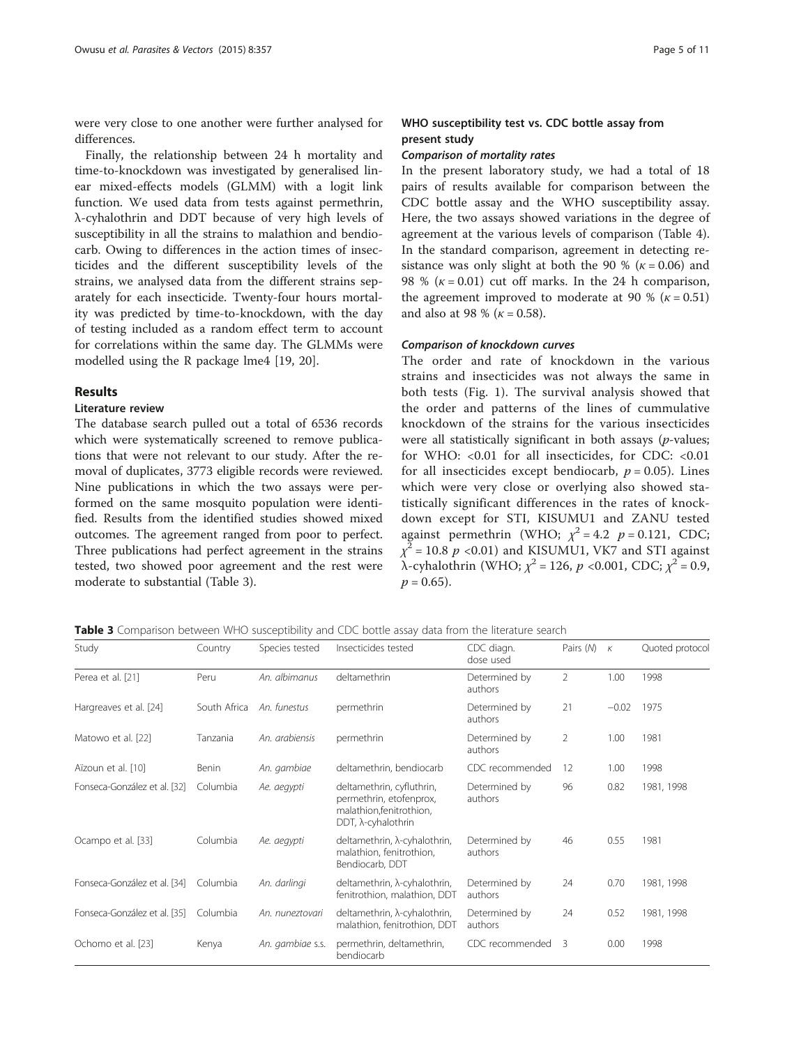were very close to one another were further analysed for differences.

Finally, the relationship between 24 h mortality and time-to-knockdown was investigated by generalised linear mixed-effects models (GLMM) with a logit link function. We used data from tests against permethrin, λ-cyhalothrin and DDT because of very high levels of susceptibility in all the strains to malathion and bendiocarb. Owing to differences in the action times of insecticides and the different susceptibility levels of the strains, we analysed data from the different strains separately for each insecticide. Twenty-four hours mortality was predicted by time-to-knockdown, with the day of testing included as a random effect term to account for correlations within the same day. The GLMMs were modelled using the R package lme4 [19, 20].

## Results

### Literature review

The database search pulled out a total of 6536 records which were systematically screened to remove publications that were not relevant to our study. After the removal of duplicates, 3773 eligible records were reviewed. Nine publications in which the two assays were performed on the same mosquito population were identified. Results from the identified studies showed mixed outcomes. The agreement ranged from poor to perfect. Three publications had perfect agreement in the strains tested, two showed poor agreement and the rest were moderate to substantial (Table 3).

### WHO susceptibility test vs. CDC bottle assay from present study

#### *Comparison of mortality rates*

In the present laboratory study, we had a total of 18 pairs of results available for comparison between the CDC bottle assay and the WHO susceptibility assay. Here, the two assays showed variations in the degree of agreement at the various levels of comparison (Table 4). In the standard comparison, agreement in detecting resistance was only slight at both the 90 % ($\kappa = 0.06$) and 98 % ($\kappa = 0.01$) cut off marks. In the 24 h comparison, the agreement improved to moderate at 90 % ($\kappa = 0.51$) and also at 98 % ($\kappa = 0.58$).

#### *Comparison of knockdown curves*

The order and rate of knockdown in the various strains and insecticides was not always the same in both tests (Fig. 1). The survival analysis showed that the order and patterns of the lines of cummulative knockdown of the strains for the various insecticides were all statistically significant in both assays (*p*-values; for WHO: <0.01 for all insecticides, for CDC: <0.01 for all insecticides except bendiocarb, $p = 0.05$). Lines which were very close or overlying also showed statistically significant differences in the rates of knockdown except for STI, KISUMU1 and ZANU tested against permethrin (WHO; $\chi^2 = 4.2$ $p = 0.121$, CDC; $\chi^2 = 10.8$ $p < 0.01$) and KISUMU1, VK7 and STI against λ-cyhalothrin (WHO; $\chi^2 = 126$, $p < 0.001$, CDC; $\chi^2 = 0.9$, $p = 0.65$).

**Table 3** Comparison between WHO susceptibility and CDC bottle assay data from the literature search

| Study | Country | Species tested | Insecticides tested | CDC diagn. dose used | Pairs (*N*) | *κ* | Quoted protocol |
|---|---|---|---|---|---|---|---|
| Perea et al. [21] | Peru | *An. albimanus* | deltamethrin | Determined by authors | 2 | 1.00 | 1998 |
| Hargreaves et al. [24] | South Africa | *An. funestus* | permethrin | Determined by authors | 21 | −0.02 | 1975 |
| Matowo et al. [22] | Tanzania | *An. arabiensis* | permethrin | Determined by authors | 2 | 1.00 | 1981 |
| Aïzoun et al. [10] | Benin | *An. gambiae* | deltamethrin, bendiocarb | CDC recommended | 12 | 1.00 | 1998 |
| Fonseca-González et al. [32] | Columbia | *Ae. aegypti* | deltamethrin, cyfluthrin, permethrin, etofenprox, malathion,fenitrothion, DDT, λ-cyhalothrin | Determined by authors | 96 | 0.82 | 1981, 1998 |
| Ocampo et al. [33] | Columbia | *Ae. aegypti* | deltamethrin, λ-cyhalothrin, malathion, fenitrothion, Bendiocarb, DDT | Determined by authors | 46 | 0.55 | 1981 |
| Fonseca-González et al. [34] | Columbia | *An. darlingi* | deltamethrin, λ-cyhalothrin, fenitrothion, malathion, DDT | Determined by authors | 24 | 0.70 | 1981, 1998 |
| Fonseca-González et al. [35] | Columbia | *An. nuneztovari* | deltamethrin, λ-cyhalothrin, malathion, fenitrothion, DDT | Determined by authors | 24 | 0.52 | 1981, 1998 |
| Ochomo et al. [23] | Kenya | *An. gambiae s.s.* | permethrin, deltamethrin, bendiocarb | CDC recommended | 3 | 0.00 | 1998 |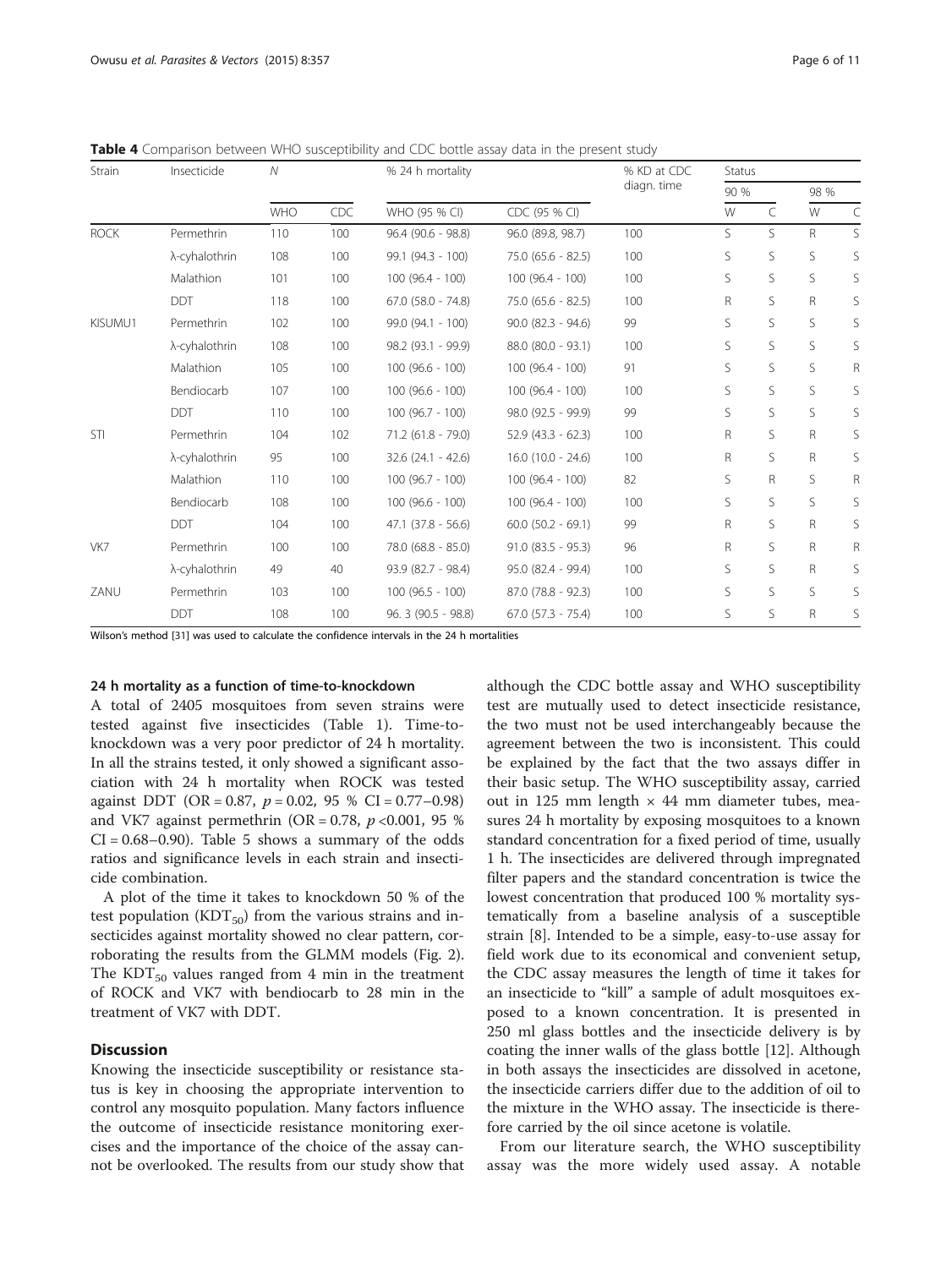**Table 4** Comparison between WHO susceptibility and CDC bottle assay data in the present study

| Strain | Insecticide | N | | % 24 h mortality | | % KD at CDC diagn. time | Status | | | |
|---|---|---|---|---|---|---|---|---|---|---|
| | | | | | | | 90 % | | 98 % | |
| | | WHO | CDC | WHO (95 % CI) | CDC (95 % CI) | | W | C | W | C |
| ROCK | Permethrin | 110 | 100 | 96.4 (90.6 - 98.8) | 96.0 (89.8, 98.7) | 100 | S | S | R | S |
| | λ-cyhalothrin | 108 | 100 | 99.1 (94.3 - 100) | 75.0 (65.6 - 82.5) | 100 | S | S | S | S |
| | Malathion | 101 | 100 | 100 (96.4 - 100) | 100 (96.4 - 100) | 100 | S | S | S | S |
| | DDT | 118 | 100 | 67.0 (58.0 - 74.8) | 75.0 (65.6 - 82.5) | 100 | R | S | R | S |
| KISUMU1 | Permethrin | 102 | 100 | 99.0 (94.1 - 100) | 90.0 (82.3 - 94.6) | 99 | S | S | S | S |
| | λ-cyhalothrin | 108 | 100 | 98.2 (93.1 - 99.9) | 88.0 (80.0 - 93.1) | 100 | S | S | S | S |
| | Malathion | 105 | 100 | 100 (96.6 - 100) | 100 (96.4 - 100) | 91 | S | S | S | R |
| | Bendiocarb | 107 | 100 | 100 (96.6 - 100) | 100 (96.4 - 100) | 100 | S | S | S | S |
| | DDT | 110 | 100 | 100 (96.7 - 100) | 98.0 (92.5 - 99.9) | 99 | S | S | S | S |
| STI | Permethrin | 104 | 102 | 71.2 (61.8 - 79.0) | 52.9 (43.3 - 62.3) | 100 | R | S | R | S |
| | λ-cyhalothrin | 95 | 100 | 32.6 (24.1 - 42.6) | 16.0 (10.0 - 24.6) | 100 | R | S | R | S |
| | Malathion | 110 | 100 | 100 (96.7 - 100) | 100 (96.4 - 100) | 82 | S | R | S | R |
| | Bendiocarb | 108 | 100 | 100 (96.6 - 100) | 100 (96.4 - 100) | 100 | S | S | S | S |
| | DDT | 104 | 100 | 47.1 (37.8 - 56.6) | 60.0 (50.2 - 69.1) | 99 | R | S | R | S |
| VK7 | Permethrin | 100 | 100 | 78.0 (68.8 - 85.0) | 91.0 (83.5 - 95.3) | 96 | R | S | R | R |
| | λ-cyhalothrin | 49 | 40 | 93.9 (82.7 - 98.4) | 95.0 (82.4 - 99.4) | 100 | S | S | R | S |
| ZANU | Permethrin | 103 | 100 | 100 (96.5 - 100) | 87.0 (78.8 - 92.3) | 100 | S | S | S | S |
| | DDT | 108 | 100 | 96. 3 (90.5 - 98.8) | 67.0 (57.3 - 75.4) | 100 | S | S | R | S |

Wilson's method [31] was used to calculate the confidence intervals in the 24 h mortalities

#### 24 h mortality as a function of time-to-knockdown

A total of 2405 mosquitoes from seven strains were tested against five insecticides (Table 1). Time-to-knockdown was a very poor predictor of 24 h mortality. In all the strains tested, it only showed a significant association with 24 h mortality when ROCK was tested against DDT (OR = 0.87, $p = 0.02$, 95 % CI = 0.77–0.98) and VK7 against permethrin (OR = 0.78, $p < 0.001$, 95 % CI = 0.68–0.90). Table 5 shows a summary of the odds ratios and significance levels in each strain and insecticide combination.

A plot of the time it takes to knockdown 50 % of the test population ($KDT_{50}$) from the various strains and insecticides against mortality showed no clear pattern, corroborating the results from the GLMM models (Fig. 2). The $KDT_{50}$ values ranged from 4 min in the treatment of ROCK and VK7 with bendiocarb to 28 min in the treatment of VK7 with DDT.

## Discussion

Knowing the insecticide susceptibility or resistance status is key in choosing the appropriate intervention to control any mosquito population. Many factors influence the outcome of insecticide resistance monitoring exercises and the importance of the choice of the assay cannot be overlooked. The results from our study show that although the CDC bottle assay and WHO susceptibility test are mutually used to detect insecticide resistance, the two must not be used interchangeably because the agreement between the two is inconsistent. This could be explained by the fact that the two assays differ in their basic setup. The WHO susceptibility assay, carried out in 125 mm length × 44 mm diameter tubes, measures 24 h mortality by exposing mosquitoes to a known standard concentration for a fixed period of time, usually 1 h. The insecticides are delivered through impregnated filter papers and the standard concentration is twice the lowest concentration that produced 100 % mortality systematically from a baseline analysis of a susceptible strain [8]. Intended to be a simple, easy-to-use assay for field work due to its economical and convenient setup, the CDC assay measures the length of time it takes for an insecticide to "kill" a sample of adult mosquitoes exposed to a known concentration. It is presented in 250 ml glass bottles and the insecticide delivery is by coating the inner walls of the glass bottle [12]. Although in both assays the insecticides are dissolved in acetone, the insecticide carriers differ due to the addition of oil to the mixture in the WHO assay. The insecticide is therefore carried by the oil since acetone is volatile.

From our literature search, the WHO susceptibility assay was the more widely used assay. A notable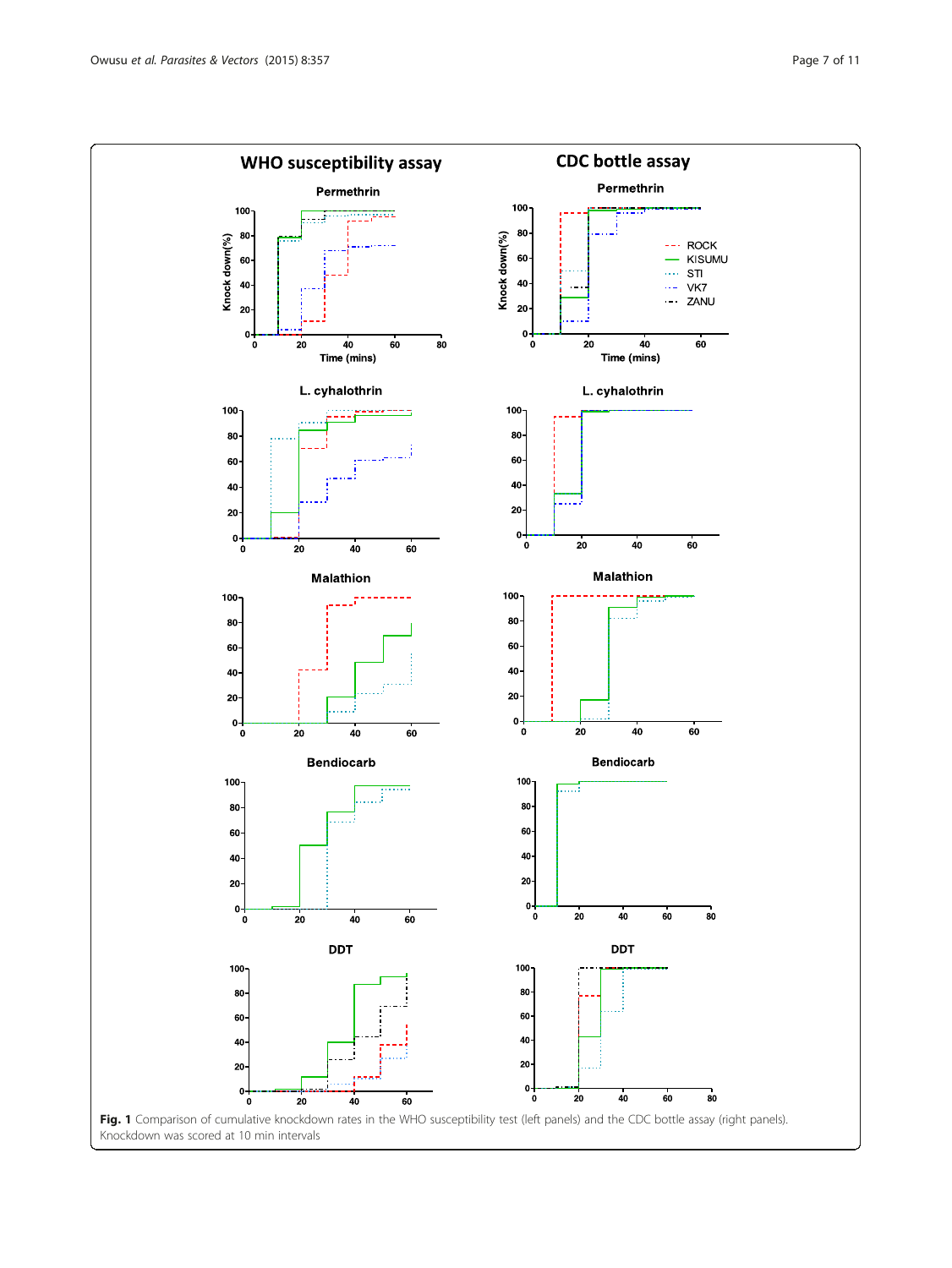**Fig. 1** Comparison of cumulative knockdown rates in the WHO susceptibility test (left panels) and the CDC bottle assay (right panels). Knockdown was scored at 10 min intervals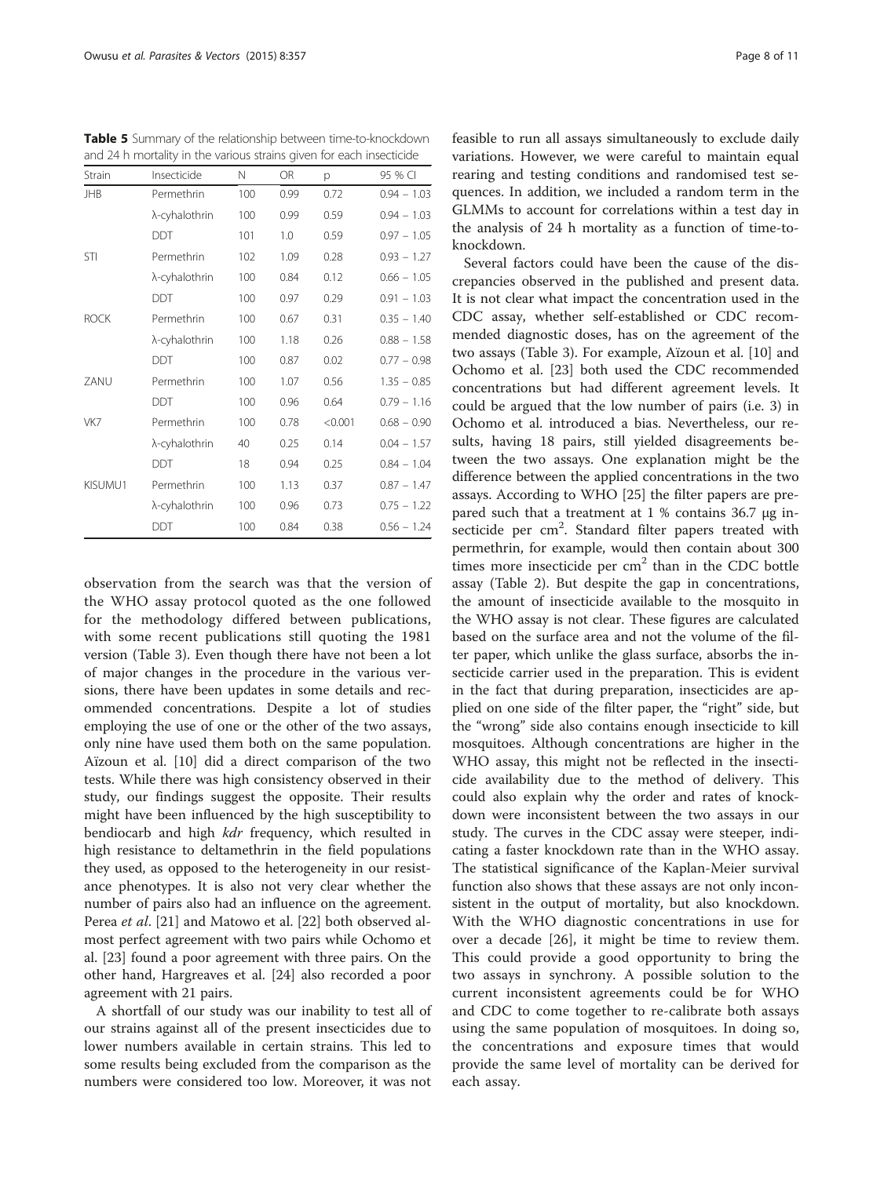**Table 5** Summary of the relationship between time-to-knockdown and 24 h mortality in the various strains given for each insecticide

| Strain | Insecticide | N | OR | p | 95 % CI |
|---|---|---|---|---|---|
| JHB | Permethrin | 100 | 0.99 | 0.72 | 0.94 – 1.03 |
| | λ-cyhalothrin | 100 | 0.99 | 0.59 | 0.94 – 1.03 |
| | DDT | 101 | 1.0 | 0.59 | 0.97 – 1.05 |
| STI | Permethrin | 102 | 1.09 | 0.28 | 0.93 – 1.27 |
| | λ-cyhalothrin | 100 | 0.84 | 0.12 | 0.66 – 1.05 |
| | DDT | 100 | 0.97 | 0.29 | 0.91 – 1.03 |
| ROCK | Permethrin | 100 | 0.67 | 0.31 | 0.35 – 1.40 |
| | λ-cyhalothrin | 100 | 1.18 | 0.26 | 0.88 – 1.58 |
| | DDT | 100 | 0.87 | 0.02 | 0.77 – 0.98 |
| ZANU | Permethrin | 100 | 1.07 | 0.56 | 1.35 – 0.85 |
| | DDT | 100 | 0.96 | 0.64 | 0.79 – 1.16 |
| VK7 | Permethrin | 100 | 0.78 | <0.001 | 0.68 – 0.90 |
| | λ-cyhalothrin | 40 | 0.25 | 0.14 | 0.04 – 1.57 |
| | DDT | 18 | 0.94 | 0.25 | 0.84 – 1.04 |
| KISUMU1 | Permethrin | 100 | 1.13 | 0.37 | 0.87 – 1.47 |
| | λ-cyhalothrin | 100 | 0.96 | 0.73 | 0.75 – 1.22 |
| | DDT | 100 | 0.84 | 0.38 | 0.56 – 1.24 |

observation from the search was that the version of the WHO assay protocol quoted as the one followed for the methodology differed between publications, with some recent publications still quoting the 1981 version (Table 3). Even though there have not been a lot of major changes in the procedure in the various versions, there have been updates in some details and recommended concentrations. Despite a lot of studies employing the use of one or the other of the two assays, only nine have used them both on the same population. Aïzoun et al. [10] did a direct comparison of the two tests. While there was high consistency observed in their study, our findings suggest the opposite. Their results might have been influenced by the high susceptibility to bendiocarb and high *kdr* frequency, which resulted in high resistance to deltamethrin in the field populations they used, as opposed to the heterogeneity in our resistance phenotypes. It is also not very clear whether the number of pairs also had an influence on the agreement. Perea *et al*. [21] and Matowo et al. [22] both observed almost perfect agreement with two pairs while Ochomo et al. [23] found a poor agreement with three pairs. On the other hand, Hargreaves et al. [24] also recorded a poor agreement with 21 pairs.

A shortfall of our study was our inability to test all of our strains against all of the present insecticides due to lower numbers available in certain strains. This led to some results being excluded from the comparison as the numbers were considered too low. Moreover, it was not feasible to run all assays simultaneously to exclude daily variations. However, we were careful to maintain equal rearing and testing conditions and randomised test sequences. In addition, we included a random term in the GLMMs to account for correlations within a test day in the analysis of 24 h mortality as a function of time-to-knockdown.

Several factors could have been the cause of the discrepancies observed in the published and present data. It is not clear what impact the concentration used in the CDC assay, whether self-established or CDC recommended diagnostic doses, has on the agreement of the two assays (Table 3). For example, Aïzoun et al. [10] and Ochomo et al. [23] both used the CDC recommended concentrations but had different agreement levels. It could be argued that the low number of pairs (i.e. 3) in Ochomo et al. introduced a bias. Nevertheless, our results, having 18 pairs, still yielded disagreements between the two assays. One explanation might be the difference between the applied concentrations in the two assays. According to WHO [25] the filter papers are prepared such that a treatment at 1 % contains 36.7 μg insecticide per $cm^2$. Standard filter papers treated with permethrin, for example, would then contain about 300 times more insecticide per $cm^2$ than in the CDC bottle assay (Table 2). But despite the gap in concentrations, the amount of insecticide available to the mosquito in the WHO assay is not clear. These figures are calculated based on the surface area and not the volume of the filter paper, which unlike the glass surface, absorbs the insecticide carrier used in the preparation. This is evident in the fact that during preparation, insecticides are applied on one side of the filter paper, the "right" side, but the "wrong" side also contains enough insecticide to kill mosquitoes. Although concentrations are higher in the WHO assay, this might not be reflected in the insecticide availability due to the method of delivery. This could also explain why the order and rates of knockdown were inconsistent between the two assays in our study. The curves in the CDC assay were steeper, indicating a faster knockdown rate than in the WHO assay. The statistical significance of the Kaplan-Meier survival function also shows that these assays are not only inconsistent in the output of mortality, but also knockdown. With the WHO diagnostic concentrations in use for over a decade [26], it might be time to review them. This could provide a good opportunity to bring the two assays in synchrony. A possible solution to the current inconsistent agreements could be for WHO and CDC to come together to re-calibrate both assays using the same population of mosquitoes. In doing so, the concentrations and exposure times that would provide the same level of mortality can be derived for each assay.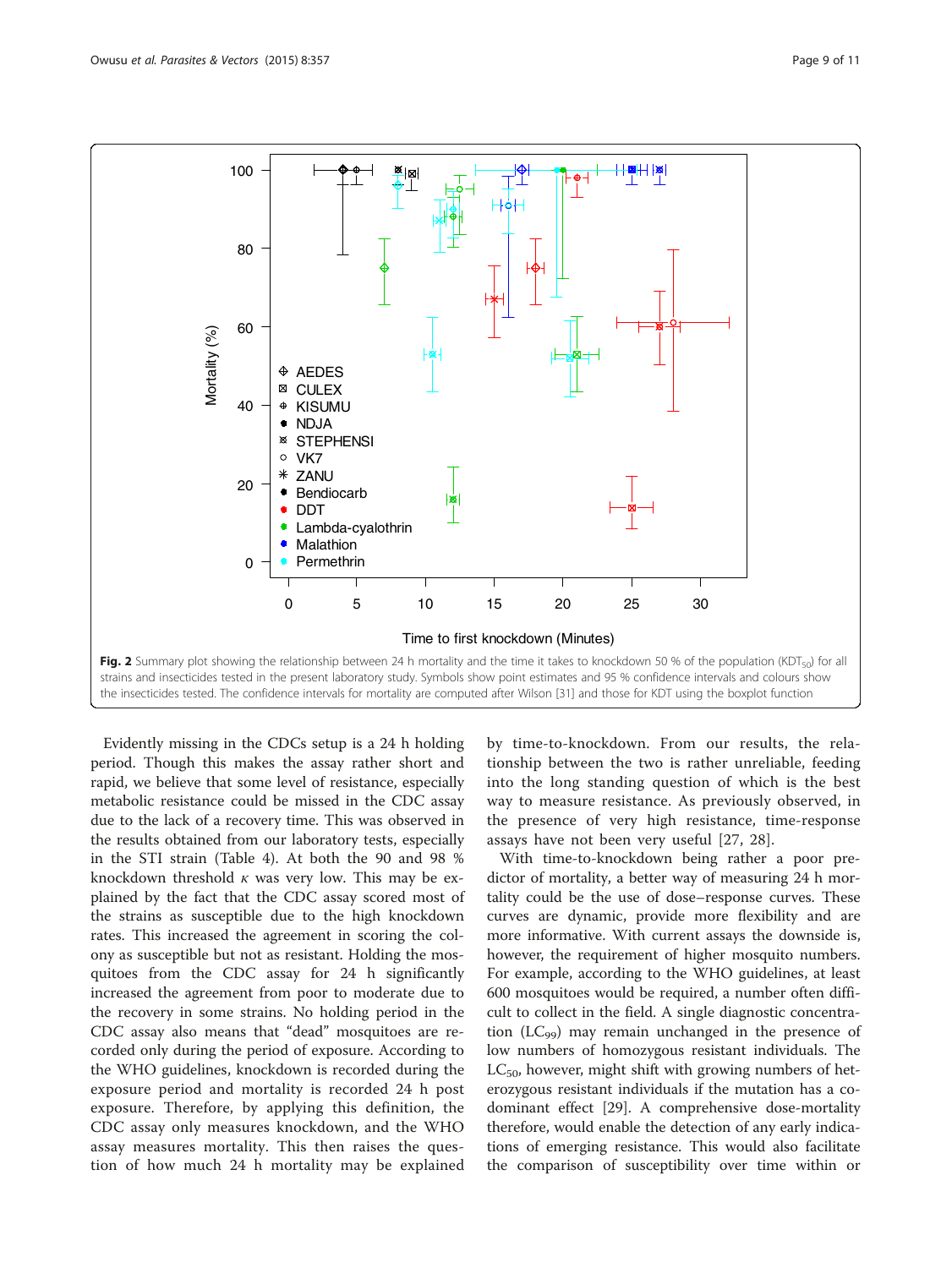**Fig. 2** Summary plot showing the relationship between 24 h mortality and the time it takes to knockdown 50 % of the population ($KDT_{50}$) for all strains and insecticides tested in the present laboratory study. Symbols show point estimates and 95 % confidence intervals and colours show the insecticides tested. The confidence intervals for mortality are computed after Wilson [31] and those for KDT using the boxplot function

Evidently missing in the CDCs setup is a 24 h holding period. Though this makes the assay rather short and rapid, we believe that some level of resistance, especially metabolic resistance could be missed in the CDC assay due to the lack of a recovery time. This was observed in the results obtained from our laboratory tests, especially in the STI strain (Table 4). At both the 90 and 98 % knockdown threshold $\kappa$ was very low. This may be explained by the fact that the CDC assay scored most of the strains as susceptible due to the high knockdown rates. This increased the agreement in scoring the colony as susceptible but not as resistant. Holding the mosquitoes from the CDC assay for 24 h significantly increased the agreement from poor to moderate due to the recovery in some strains. No holding period in the CDC assay also means that "dead" mosquitoes are recorded only during the period of exposure. According to the WHO guidelines, knockdown is recorded during the exposure period and mortality is recorded 24 h post exposure. Therefore, by applying this definition, the CDC assay only measures knockdown, and the WHO assay measures mortality. This then raises the question of how much 24 h mortality may be explained by time-to-knockdown. From our results, the relationship between the two is rather unreliable, feeding into the long standing question of which is the best way to measure resistance. As previously observed, in the presence of very high resistance, time-response assays have not been very useful [27, 28].

With time-to-knockdown being rather a poor predictor of mortality, a better way of measuring 24 h mortality could be the use of dose–response curves. These curves are dynamic, provide more flexibility and are more informative. With current assays the downside is, however, the requirement of higher mosquito numbers. For example, according to the WHO guidelines, at least 600 mosquitoes would be required, a number often difficult to collect in the field. A single diagnostic concentration ($LC_{99}$) may remain unchanged in the presence of low numbers of homozygous resistant individuals. The $LC_{50}$, however, might shift with growing numbers of heterozygous resistant individuals if the mutation has a co-dominant effect [29]. A comprehensive dose-mortality therefore, would enable the detection of any early indications of emerging resistance. This would also facilitate the comparison of susceptibility over time within or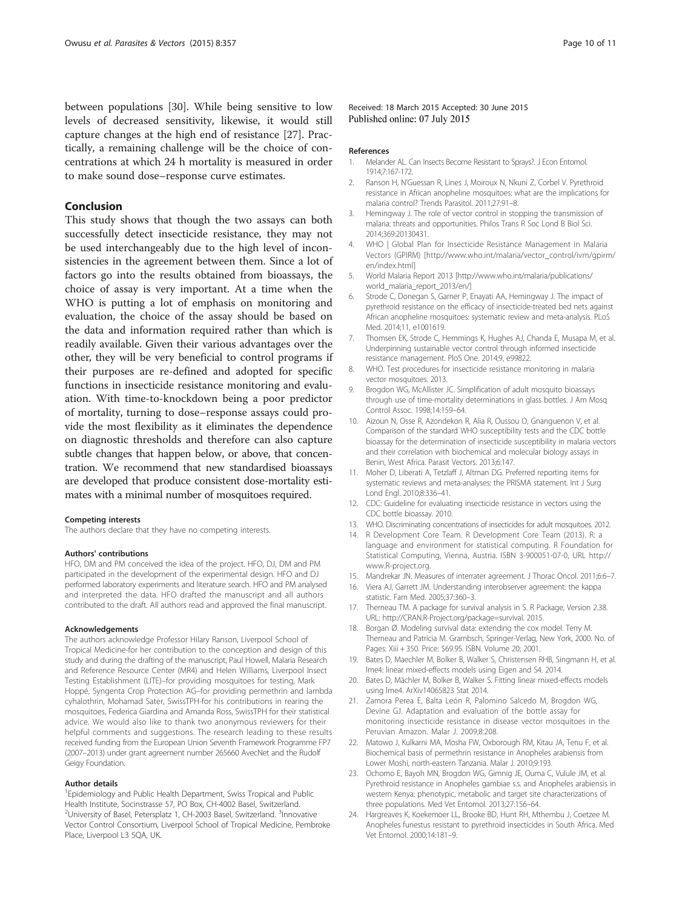between populations [30]. While being sensitive to low levels of decreased sensitivity, likewise, it would still capture changes at the high end of resistance [27]. Practically, a remaining challenge will be the choice of concentrations at which 24 h mortality is measured in order to make sound dose–response curve estimates.

## Conclusion

This study shows that though the two assays can both successfully detect insecticide resistance, they may not be used interchangeably due to the high level of inconsistencies in the agreement between them. Since a lot of factors go into the results obtained from bioassays, the choice of assay is very important. At a time when the WHO is putting a lot of emphasis on monitoring and evaluation, the choice of the assay should be based on the data and information required rather than which is readily available. Given their various advantages over the other, they will be very beneficial to control programs if their purposes are re-defined and adopted for specific functions in insecticide resistance monitoring and evaluation. With time-to-knockdown being a poor predictor of mortality, turning to dose–response assays could provide the most flexibility as it eliminates the dependence on diagnostic thresholds and therefore can also capture subtle changes that happen below, or above, that concentration. We recommend that new standardised bioassays are developed that produce consistent dose-mortality estimates with a minimal number of mosquitoes required.

#### Competing interests

The authors declare that they have no competing interests.

#### Authors' contributions

HFO, DM and PM conceived the idea of the project. HFO, DJ, DM and PM participated in the development of the experimental design. HFO and DJ performed laboratory experiments and literature search. HFO and PM analysed and interpreted the data. HFO drafted the manuscript and all authors contributed to the draft. All authors read and approved the final manuscript.

#### Acknowledgements

The authors acknowledge Professor Hilary Ranson, Liverpool School of Tropical Medicine-for her contribution to the conception and design of this study and during the drafting of the manuscript, Paul Howell, Malaria Research and Reference Resource Center (MR4) and Helen Williams, Liverpool Insect Testing Establishment (LITE)–for providing mosquitoes for testing, Mark Hoppé, Syngenta Crop Protection AG–for providing permethrin and lambda cyhalothrin, Mohamad Sater, SwissTPH-for his contributions in rearing the mosquitoes, Federica Giardina and Amanda Ross, SwissTPH for their statistical advice. We would also like to thank two anonymous reviewers for their helpful comments and suggestions. The research leading to these results received funding from the European Union Seventh Framework Programme FP7 (2007–2013) under grant agreement number 265660 AvecNet and the Rudolf Geigy Foundation.

#### Author details

[1]Epidemiology and Public Health Department, Swiss Tropical and Public Health Institute, Socinstrasse 57, PO Box, CH-4002 Basel, Switzerland. [2]University of Basel, Petersplatz 1, CH-2003 Basel, Switzerland. [3]Innovative Vector Control Consortium, Liverpool School of Tropical Medicine, Pembroke Place, Liverpool L3 5QA, UK.

Received: 18 March 2015 Accepted: 30 June 2015
Published online: 07 July 2015

#### References

1. Melander AL. Can Insects Become Resistant to Sprays?. J Econ Entomol. 1914;7:167-172.
2. Ranson H, N'Guessan R, Lines J, Moiroux N, Nkuni Z, Corbel V. Pyrethroid resistance in African anopheline mosquitoes: what are the implications for malaria control? Trends Parasitol. 2011;27:91–8.
3. Hemingway J. The role of vector control in stopping the transmission of malaria: threats and opportunities. Philos Trans R Soc Lond B Biol Sci. 2014;369:20130431.
4. WHO | Global Plan for Insecticide Resistance Management in Malaria Vectors (GPIRM) [http://www.who.int/malaria/vector_control/ivm/gpirm/en/index.html]
5. World Malaria Report 2013 [http://www.who.int/malaria/publications/world_malaria_report_2013/en/]
6. Strode C, Donegan S, Garner P, Enayati AA, Hemingway J. The impact of pyrethroid resistance on the efficacy of insecticide-treated bed nets against African anopheline mosquitoes: systematic review and meta-analysis. PLoS Med. 2014;11, e1001619.
7. Thomsen EK, Strode C, Hemmings K, Hughes AJ, Chanda E, Musapa M, et al. Underpinning sustainable vector control through informed insecticide resistance management. PloS One. 2014;9, e99822.
8. WHO. Test procedures for insecticide resistance monitoring in malaria vector mosquitoes. 2013.
9. Brogdon WG, McAllister JC. Simplification of adult mosquito bioassays through use of time-mortality determinations in glass bottles. J Am Mosq Control Assoc. 1998;14:159–64.
10. Aizoun N, Osse R, Azondekon R, Alia R, Oussou O, Gnanguenon V, et al. Comparison of the standard WHO susceptibility tests and the CDC bottle bioassay for the determination of insecticide susceptibility in malaria vectors and their correlation with biochemical and molecular biology assays in Benin, West Africa. Parasit Vectors. 2013;6:147.
11. Moher D, Liberati A, Tetzlaff J, Altman DG. Preferred reporting items for systematic reviews and meta-analyses: the PRISMA statement. Int J Surg Lond Engl. 2010;8:336–41.
12. CDC: Guideline for evaluating insecticide resistance in vectors using the CDC bottle bioassay. 2010.
13. WHO. Discriminating concentrations of insecticides for adult mosquitoes. 2012.
14. R Development Core Team. R Development Core Team (2013). R: a language and environment for statistical computing. R Foundation for Statistical Computing, Vienna, Austria. ISBN 3-900051-07-0, URL http://www.R-project.org.
15. Mandrekar JN. Measures of interrater agreement. J Thorac Oncol. 2011;6:6–7.
16. Viera AJ, Garrett JM. Understanding interobserver agreement: the kappa statistic. Fam Med. 2005;37:360–3.
17. Therneau TM. A package for survival analysis in S. R Package, Version 2.38. URL: http://CRAN.R-Project.org/package=survival. 2015.
18. Borgan Ø. Modeling survival data: extending the cox model. Terry M. Therneau and Patricia M. Grambsch, Springer-Verlag, New York, 2000. No. of Pages: Xiii + 350. Price: $69.95. ISBN. Volume 20; 2001.
19. Bates D, Maechler M, Bolker B, Walker S, Christensen RHB, Singmann H, et al. lme4: linear mixed-effects models using Eigen and S4. 2014.
20. Bates D, Mächler M, Bolker B, Walker S. Fitting linear mixed-effects models using lme4. ArXiv14065823 Stat 2014.
21. Zamora Perea E, Balta León R, Palomino Salcedo M, Brogdon WG, Devine GJ. Adaptation and evaluation of the bottle assay for monitoring insecticide resistance in disease vector mosquitoes in the Peruvian Amazon. Malar J. 2009;8:208.
22. Matowo J, Kulkarni MA, Mosha FW, Oxborough RM, Kitau JA, Tenu F, et al. Biochemical basis of permethrin resistance in Anopheles arabiensis from Lower Moshi, north-eastern Tanzania. Malar J. 2010;9:193.
23. Ochomo E, Bayoh MN, Brogdon WG, Gimnig JE, Ouma C, Vulule JM, et al. Pyrethroid resistance in Anopheles gambiae s.s. and Anopheles arabiensis in western Kenya: phenotypic, metabolic and target site characterizations of three populations. Med Vet Entomol. 2013;27:156–64.
24. Hargreaves K, Koekemoer LL, Brooke BD, Hunt RH, Mthembu J, Coetzee M. Anopheles funestus resistant to pyrethroid insecticides in South Africa. Med Vet Entomol. 2000;14:181–9.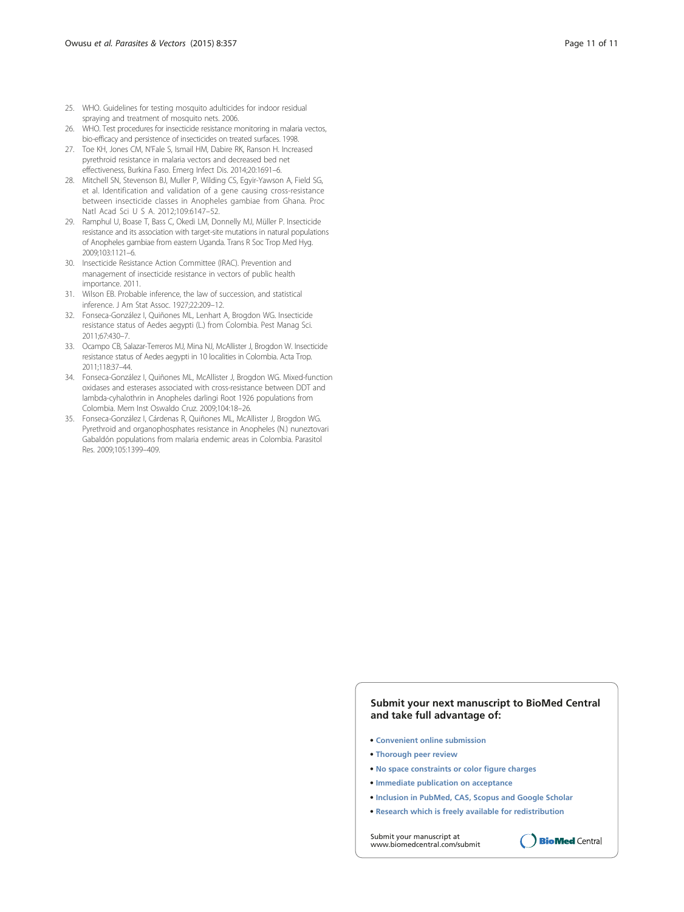25. WHO. Guidelines for testing mosquito adulticides for indoor residual spraying and treatment of mosquito nets. 2006.
26. WHO. Test procedures for insecticide resistance monitoring in malaria vectos, bio-efficacy and persistence of insecticides on treated surfaces. 1998.
27. Toe KH, Jones CM, N'Fale S, Ismail HM, Dabire RK, Ranson H. Increased pyrethroid resistance in malaria vectors and decreased bed net effectiveness, Burkina Faso. Emerg Infect Dis. 2014;20:1691–6.
28. Mitchell SN, Stevenson BJ, Muller P, Wilding CS, Egyir-Yawson A, Field SG, et al. Identification and validation of a gene causing cross-resistance between insecticide classes in Anopheles gambiae from Ghana. Proc Natl Acad Sci U S A. 2012;109:6147–52.
29. Ramphul U, Boase T, Bass C, Okedi LM, Donnelly MJ, Müller P. Insecticide resistance and its association with target-site mutations in natural populations of Anopheles gambiae from eastern Uganda. Trans R Soc Trop Med Hyg. 2009;103:1121–6.
30. Insecticide Resistance Action Committee (IRAC). Prevention and management of insecticide resistance in vectors of public health importance. 2011.
31. Wilson EB. Probable inference, the law of succession, and statistical inference. J Am Stat Assoc. 1927;22:209–12.
32. Fonseca-González I, Quiñones ML, Lenhart A, Brogdon WG. Insecticide resistance status of Aedes aegypti (L.) from Colombia. Pest Manag Sci. 2011;67:430–7.
33. Ocampo CB, Salazar-Terreros MJ, Mina NJ, McAllister J, Brogdon W. Insecticide resistance status of Aedes aegypti in 10 localities in Colombia. Acta Trop. 2011;118:37–44.
34. Fonseca-González I, Quiñones ML, McAllister J, Brogdon WG. Mixed-function oxidases and esterases associated with cross-resistance between DDT and lambda-cyhalothrin in Anopheles darlingi Root 1926 populations from Colombia. Mem Inst Oswaldo Cruz. 2009;104:18–26.
35. Fonseca-González I, Cárdenas R, Quiñones ML, McAllister J, Brogdon WG. Pyrethroid and organophosphates resistance in Anopheles (N.) nuneztovari Gabaldón populations from malaria endemic areas in Colombia. Parasitol Res. 2009;105:1399–409.

**Submit your next manuscript to BioMed Central and take full advantage of:**

- **Convenient online submission**
- **Thorough peer review**
- **No space constraints or color figure charges**
- **Immediate publication on acceptance**
- **Inclusion in PubMed, CAS, Scopus and Google Scholar**
- **Research which is freely available for redistribution**

Submit your manuscript at
www.biomedcentral.com/submit

BioMed Central